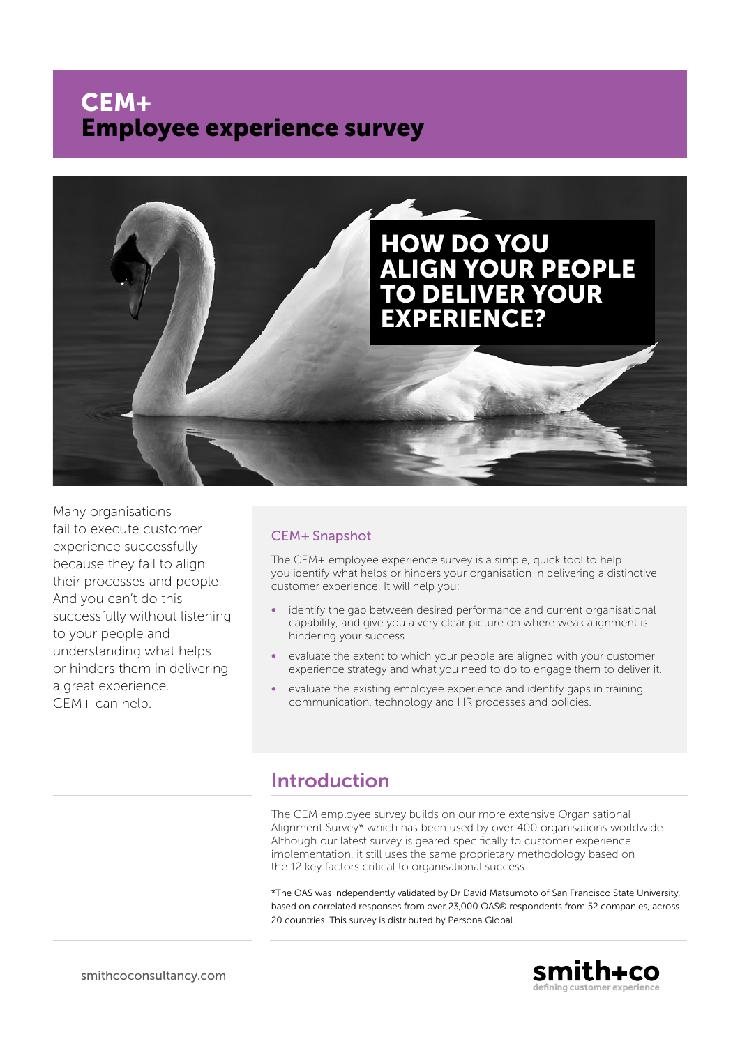# CEM+
# Employee experience survey

**HOW DO YOU ALIGN YOUR PEOPLE TO DELIVER YOUR EXPERIENCE?**

Many organisations fail to execute customer experience successfully because they fail to align their processes and people. And you can't do this successfully without listening to your people and understanding what helps or hinders them in delivering a great experience. CEM+ can help.

### CEM+ Snapshot

The CEM+ employee experience survey is a simple, quick tool to help you identify what helps or hinders your organisation in delivering a distinctive customer experience. It will help you:

- identify the gap between desired performance and current organisational capability, and give you a very clear picture on where weak alignment is hindering your success.
- evaluate the extent to which your people are aligned with your customer experience strategy and what you need to do to engage them to deliver it.
- evaluate the existing employee experience and identify gaps in training, communication, technology and HR processes and policies.

## Introduction

The CEM employee survey builds on our more extensive Organisational Alignment Survey* which has been used by over 400 organisations worldwide. Although our latest survey is geared specifically to customer experience implementation, it still uses the same proprietary methodology based on the 12 key factors critical to organisational success.

*The OAS was independently validated by Dr David Matsumoto of San Francisco State University, based on correlated responses from over 23,000 OAS® respondents from 52 companies, across 20 countries. This survey is distributed by Persona Global.

smithcoconsultancy.com

smith+co
defining customer experience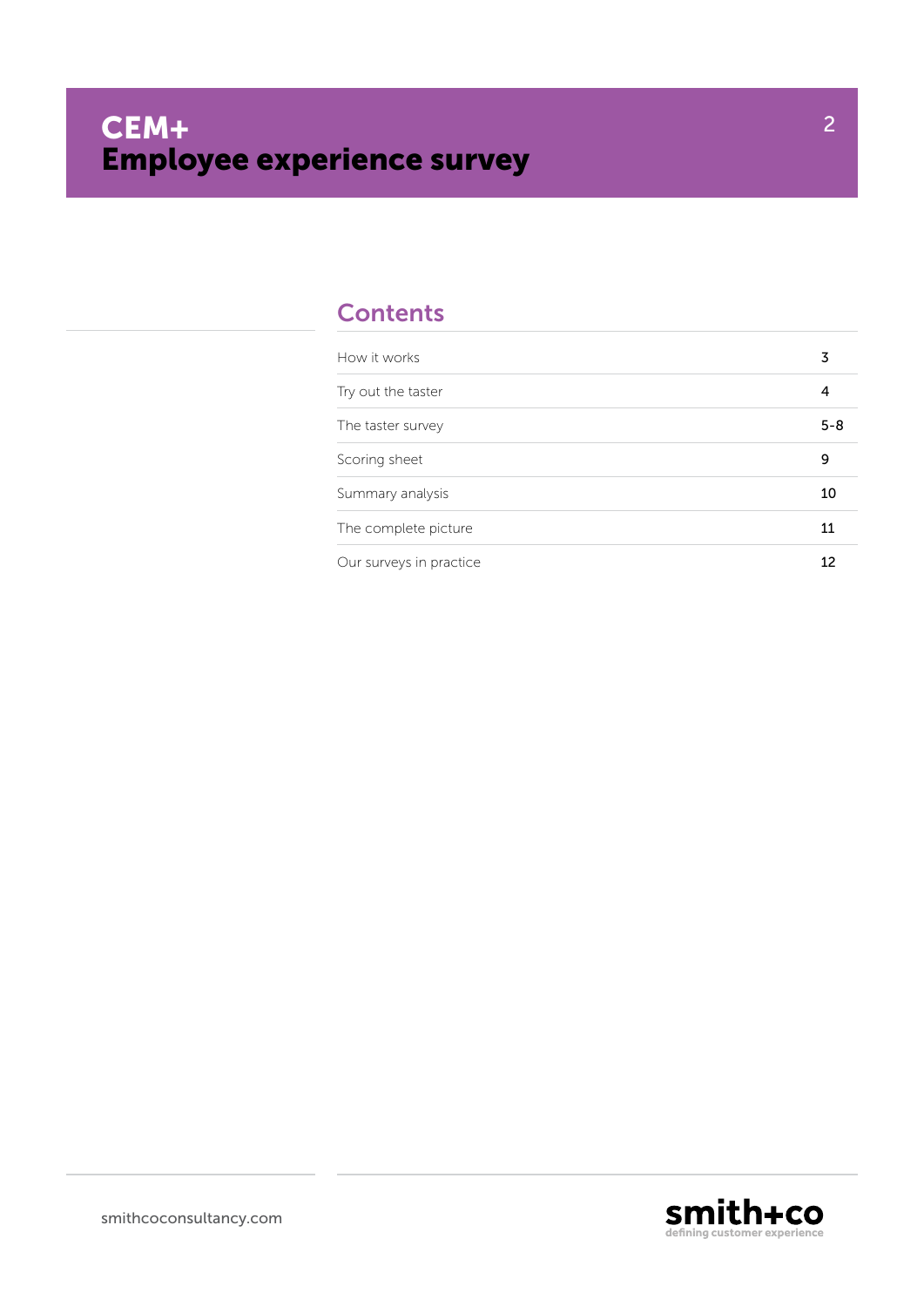# CEM+
# Employee experience survey

## Contents

| | |
|---|---|
| How it works | 3 |
| Try out the taster | 4 |
| The taster survey | 5-8 |
| Scoring sheet | 9 |
| Summary analysis | 10 |
| The complete picture | 11 |
| Our surveys in practice | 12 |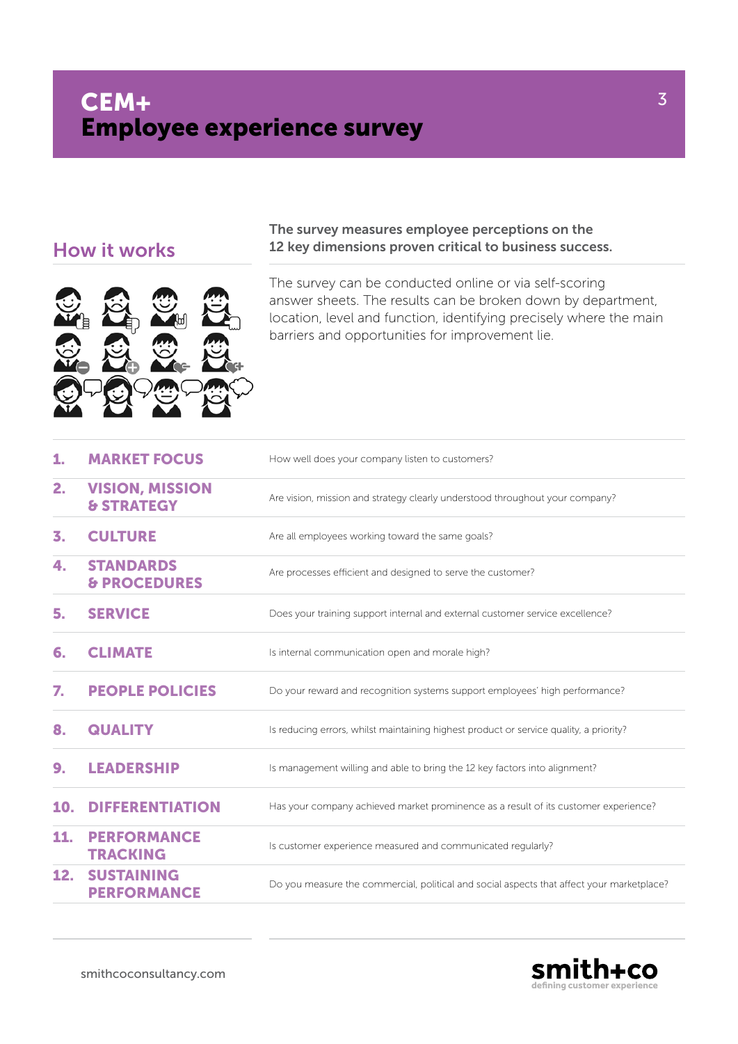# CEM+
# Employee experience survey

## How it works

**The survey measures employee perceptions on the 12 key dimensions proven critical to business success.**

The survey can be conducted online or via self-scoring answer sheets. The results can be broken down by department, location, level and function, identifying precisely where the main barriers and opportunities for improvement lie.

| | Dimension | Question |
|---|---|---|
| 1. | MARKET FOCUS | How well does your company listen to customers? |
| 2. | VISION, MISSION & STRATEGY | Are vision, mission and strategy clearly understood throughout your company? |
| 3. | CULTURE | Are all employees working toward the same goals? |
| 4. | STANDARDS & PROCEDURES | Are processes efficient and designed to serve the customer? |
| 5. | SERVICE | Does your training support internal and external customer service excellence? |
| 6. | CLIMATE | Is internal communication open and morale high? |
| 7. | PEOPLE POLICIES | Do your reward and recognition systems support employees' high performance? |
| 8. | QUALITY | Is reducing errors, whilst maintaining highest product or service quality, a priority? |
| 9. | LEADERSHIP | Is management willing and able to bring the 12 key factors into alignment? |
| 10. | DIFFERENTIATION | Has your company achieved market prominence as a result of its customer experience? |
| 11. | PERFORMANCE TRACKING | Is customer experience measured and communicated regularly? |
| 12. | SUSTAINING PERFORMANCE | Do you measure the commercial, political and social aspects that affect your marketplace? |

smithcoconsultancy.com

smith+co
defining customer experience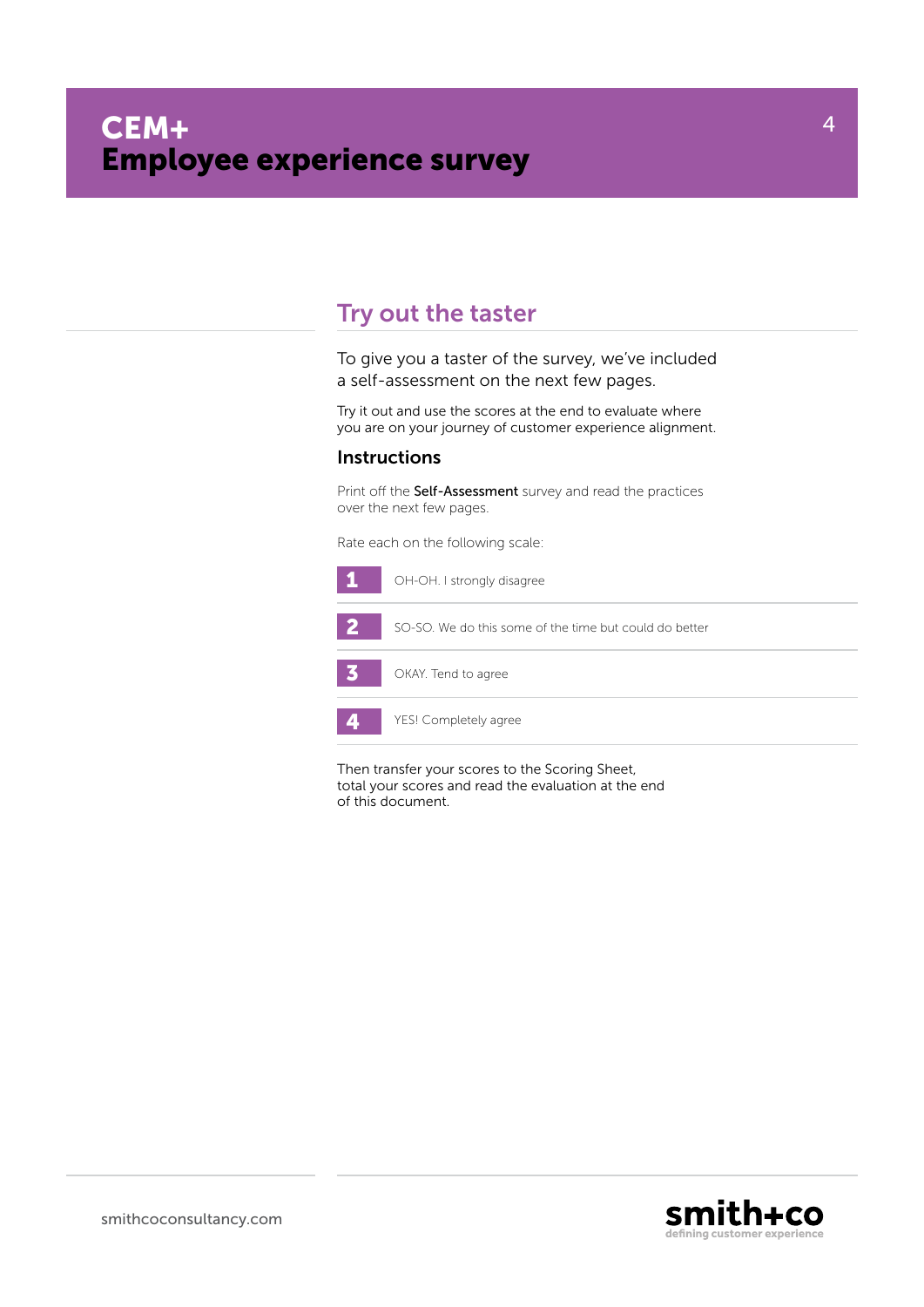# CEM+ Employee experience survey

## Try out the taster

To give you a taster of the survey, we've included a self-assessment on the next few pages.

Try it out and use the scores at the end to evaluate where you are on your journey of customer experience alignment.

### Instructions

Print off the **Self-Assessment** survey and read the practices over the next few pages.

Rate each on the following scale:

| | |
|---|---|
| **1** | OH-OH. I strongly disagree |
| **2** | SO-SO. We do this some of the time but could do better |
| **3** | OKAY. Tend to agree |
| **4** | YES! Completely agree |

Then transfer your scores to the Scoring Sheet, total your scores and read the evaluation at the end of this document.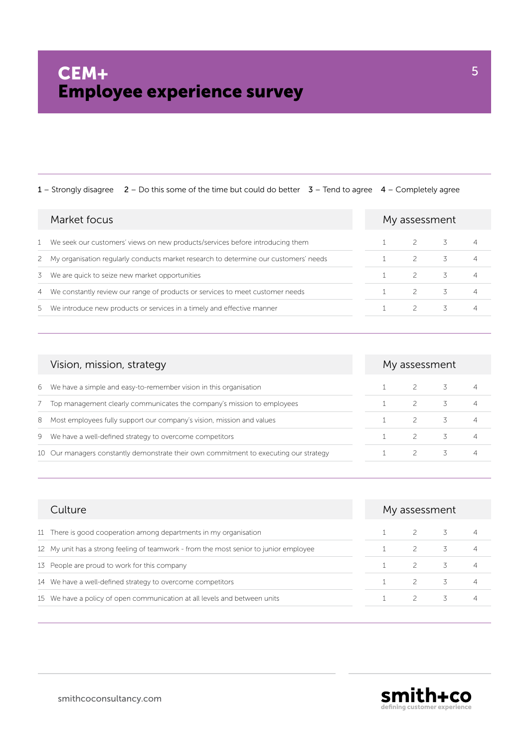# CEM+
# Employee experience survey

**1** – Strongly disagree **2** – Do this some of the time but could do better **3** – Tend to agree **4** – Completely agree

| | Market focus | My assessment | | | |
|---|---|---|---|---|---|
| 1 | We seek our customers' views on new products/services before introducing them | 1 | 2 | 3 | 4 |
| 2 | My organisation regularly conducts market research to determine our customers' needs | 1 | 2 | 3 | 4 |
| 3 | We are quick to seize new market opportunities | 1 | 2 | 3 | 4 |
| 4 | We constantly review our range of products or services to meet customer needs | 1 | 2 | 3 | 4 |
| 5 | We introduce new products or services in a timely and effective manner | 1 | 2 | 3 | 4 |

| | Vision, mission, strategy | My assessment | | | |
|---|---|---|---|---|---|
| 6 | We have a simple and easy-to-remember vision in this organisation | 1 | 2 | 3 | 4 |
| 7 | Top management clearly communicates the company's mission to employees | 1 | 2 | 3 | 4 |
| 8 | Most employees fully support our company's vision, mission and values | 1 | 2 | 3 | 4 |
| 9 | We have a well-defined strategy to overcome competitors | 1 | 2 | 3 | 4 |
| 10 | Our managers constantly demonstrate their own commitment to executing our strategy | 1 | 2 | 3 | 4 |

| | Culture | My assessment | | | |
|---|---|---|---|---|---|
| 11 | There is good cooperation among departments in my organisation | 1 | 2 | 3 | 4 |
| 12 | My unit has a strong feeling of teamwork - from the most senior to junior employee | 1 | 2 | 3 | 4 |
| 13 | People are proud to work for this company | 1 | 2 | 3 | 4 |
| 14 | We have a well-defined strategy to overcome competitors | 1 | 2 | 3 | 4 |
| 15 | We have a policy of open communication at all levels and between units | 1 | 2 | 3 | 4 |

smithcoconsultancy.com

smith+co
defining customer experience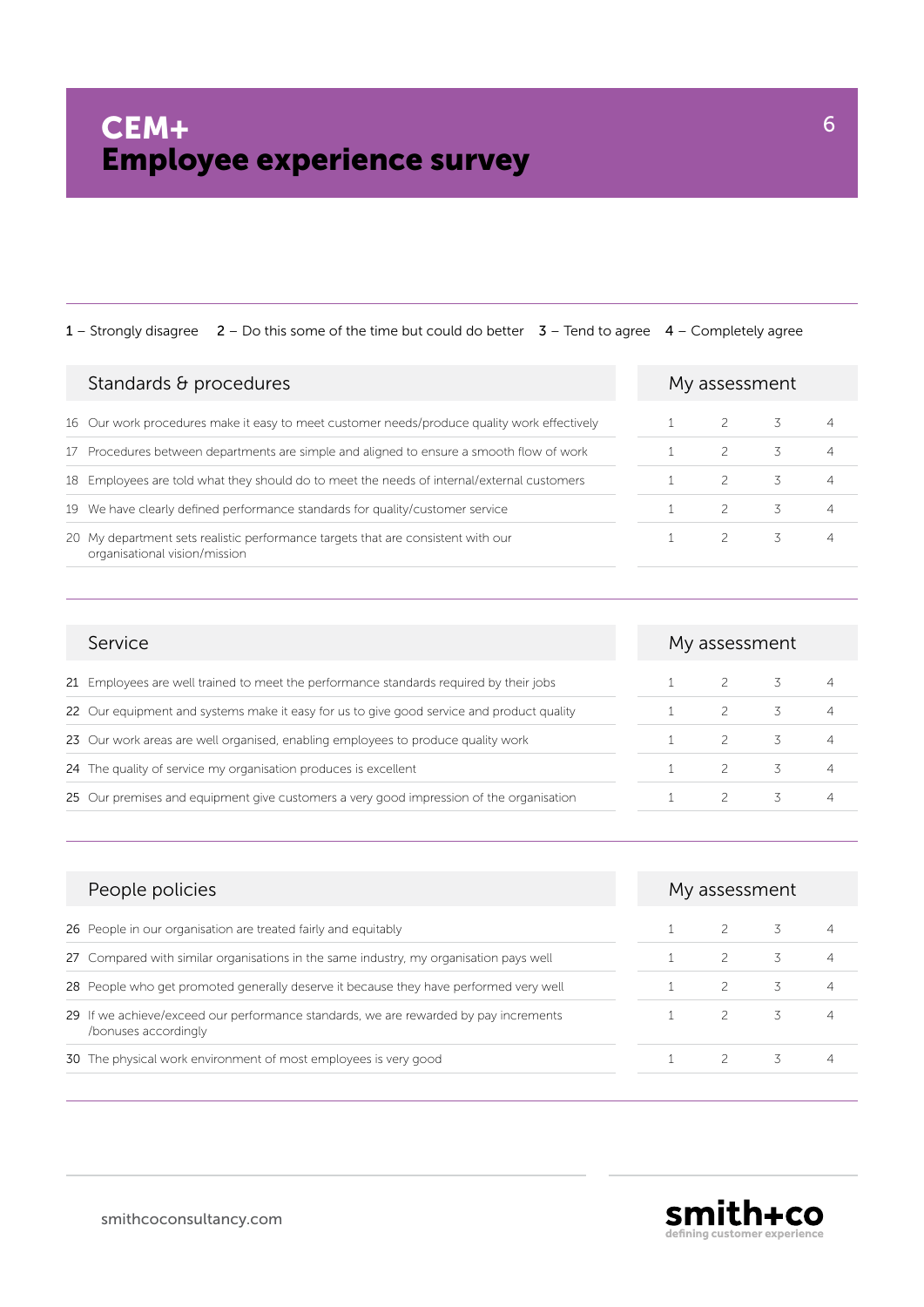# CEM+
# Employee experience survey

**1** – Strongly disagree **2** – Do this some of the time but could do better **3** – Tend to agree **4** – Completely agree

| Standards & procedures | My assessment | | | |
|---|---|---|---|---|
| 16 Our work procedures make it easy to meet customer needs/produce quality work effectively | 1 | 2 | 3 | 4 |
| 17 Procedures between departments are simple and aligned to ensure a smooth flow of work | 1 | 2 | 3 | 4 |
| 18 Employees are told what they should do to meet the needs of internal/external customers | 1 | 2 | 3 | 4 |
| 19 We have clearly defined performance standards for quality/customer service | 1 | 2 | 3 | 4 |
| 20 My department sets realistic performance targets that are consistent with our organisational vision/mission | 1 | 2 | 3 | 4 |

| Service | My assessment | | | |
|---|---|---|---|---|
| **21** Employees are well trained to meet the performance standards required by their jobs | 1 | 2 | 3 | 4 |
| **22** Our equipment and systems make it easy for us to give good service and product quality | 1 | 2 | 3 | 4 |
| **23** Our work areas are well organised, enabling employees to produce quality work | 1 | 2 | 3 | 4 |
| **24** The quality of service my organisation produces is excellent | 1 | 2 | 3 | 4 |
| **25** Our premises and equipment give customers a very good impression of the organisation | 1 | 2 | 3 | 4 |

| People policies | My assessment | | | |
|---|---|---|---|---|
| **26** People in our organisation are treated fairly and equitably | 1 | 2 | 3 | 4 |
| **27** Compared with similar organisations in the same industry, my organisation pays well | 1 | 2 | 3 | 4 |
| **28** People who get promoted generally deserve it because they have performed very well | 1 | 2 | 3 | 4 |
| **29** If we achieve/exceed our performance standards, we are rewarded by pay increments /bonuses accordingly | 1 | 2 | 3 | 4 |
| **30** The physical work environment of most employees is very good | 1 | 2 | 3 | 4 |

smithcoconsultancy.com

smith+co
defining customer experience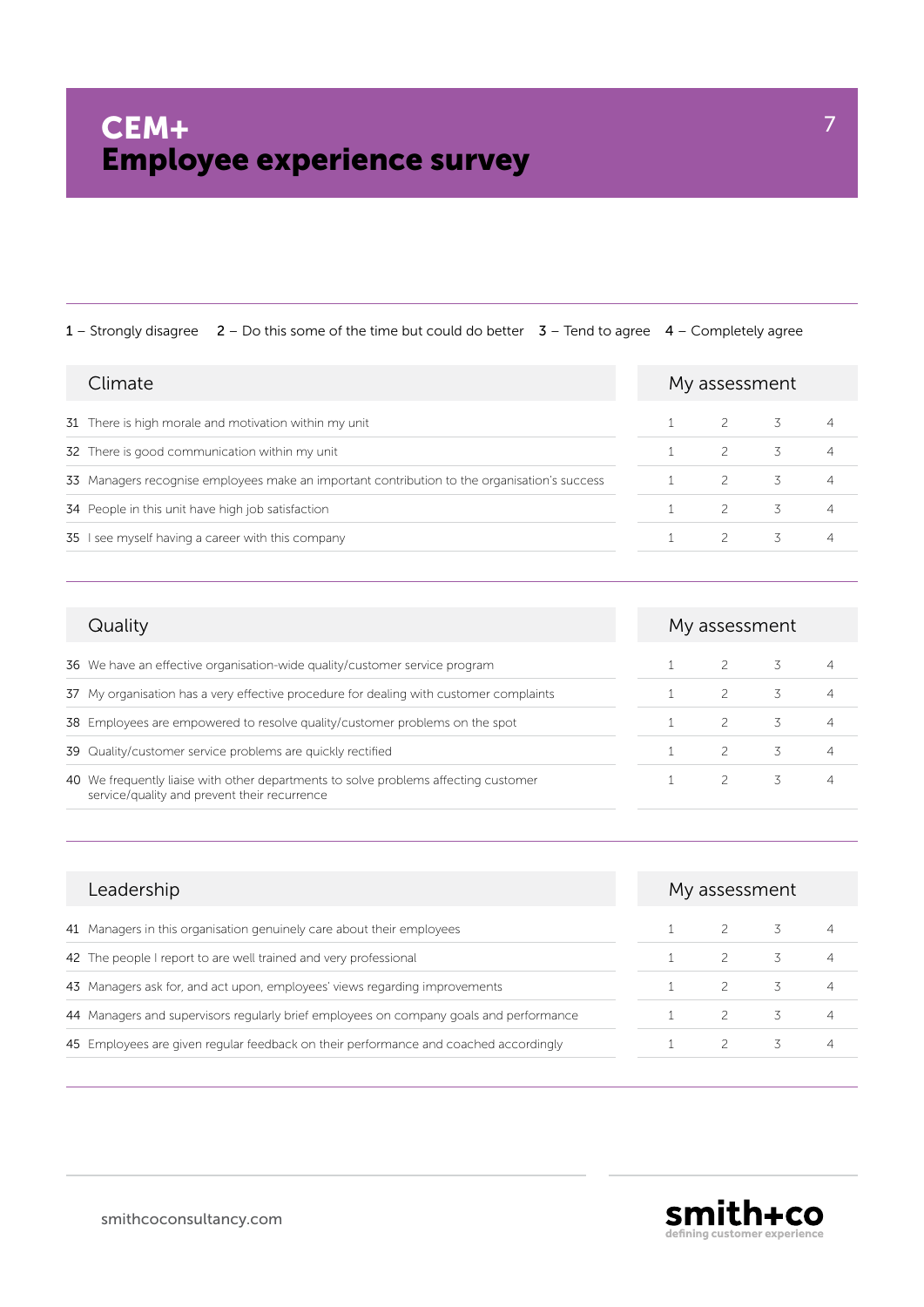# CEM+
# Employee experience survey

**1** – Strongly disagree **2** – Do this some of the time but could do better **3** – Tend to agree **4** – Completely agree

| Climate | My assessment | | | |
|---|---|---|---|---|
| 31 There is high morale and motivation within my unit | 1 | 2 | 3 | 4 |
| 32 There is good communication within my unit | 1 | 2 | 3 | 4 |
| 33 Managers recognise employees make an important contribution to the organisation's success | 1 | 2 | 3 | 4 |
| 34 People in this unit have high job satisfaction | 1 | 2 | 3 | 4 |
| 35 I see myself having a career with this company | 1 | 2 | 3 | 4 |

| Quality | My assessment | | | |
|---|---|---|---|---|
| 36 We have an effective organisation-wide quality/customer service program | 1 | 2 | 3 | 4 |
| 37 My organisation has a very effective procedure for dealing with customer complaints | 1 | 2 | 3 | 4 |
| 38 Employees are empowered to resolve quality/customer problems on the spot | 1 | 2 | 3 | 4 |
| 39 Quality/customer service problems are quickly rectified | 1 | 2 | 3 | 4 |
| 40 We frequently liaise with other departments to solve problems affecting customer service/quality and prevent their recurrence | 1 | 2 | 3 | 4 |

| Leadership | My assessment | | | |
|---|---|---|---|---|
| 41 Managers in this organisation genuinely care about their employees | 1 | 2 | 3 | 4 |
| 42 The people I report to are well trained and very professional | 1 | 2 | 3 | 4 |
| 43 Managers ask for, and act upon, employees' views regarding improvements | 1 | 2 | 3 | 4 |
| 44 Managers and supervisors regularly brief employees on company goals and performance | 1 | 2 | 3 | 4 |
| 45 Employees are given regular feedback on their performance and coached accordingly | 1 | 2 | 3 | 4 |

smithcoconsultancy.com

smith+co
defining customer experience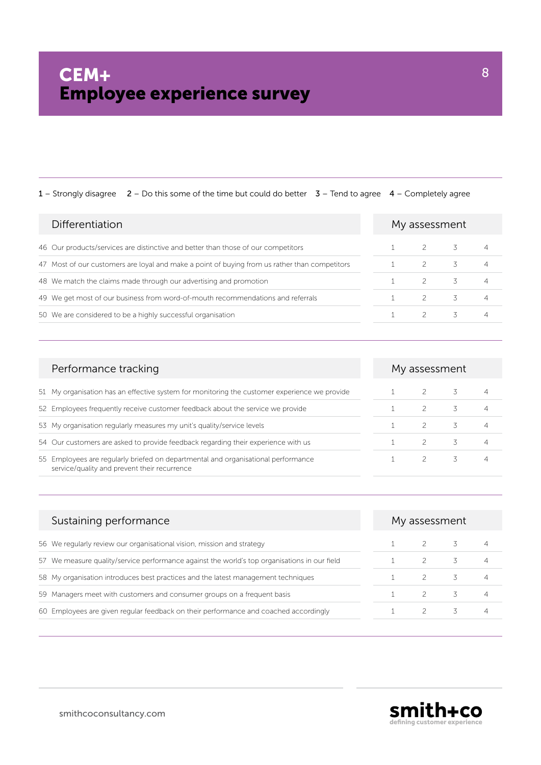# CEM+
# Employee experience survey

**1** – Strongly disagree **2** – Do this some of the time but could do better **3** – Tend to agree **4** – Completely agree

| Differentiation | My assessment | | | |
|---|---|---|---|---|
| 46 Our products/services are distinctive and better than those of our competitors | 1 | 2 | 3 | 4 |
| 47 Most of our customers are loyal and make a point of buying from us rather than competitors | 1 | 2 | 3 | 4 |
| 48 We match the claims made through our advertising and promotion | 1 | 2 | 3 | 4 |
| 49 We get most of our business from word-of-mouth recommendations and referrals | 1 | 2 | 3 | 4 |
| 50 We are considered to be a highly successful organisation | 1 | 2 | 3 | 4 |

| Performance tracking | My assessment | | | |
|---|---|---|---|---|
| 51 My organisation has an effective system for monitoring the customer experience we provide | 1 | 2 | 3 | 4 |
| 52 Employees frequently receive customer feedback about the service we provide | 1 | 2 | 3 | 4 |
| 53 My organisation regularly measures my unit's quality/service levels | 1 | 2 | 3 | 4 |
| 54 Our customers are asked to provide feedback regarding their experience with us | 1 | 2 | 3 | 4 |
| 55 Employees are regularly briefed on departmental and organisational performance service/quality and prevent their recurrence | 1 | 2 | 3 | 4 |

| Sustaining performance | My assessment | | | |
|---|---|---|---|---|
| 56 We regularly review our organisational vision, mission and strategy | 1 | 2 | 3 | 4 |
| 57 We measure quality/service performance against the world's top organisations in our field | 1 | 2 | 3 | 4 |
| 58 My organisation introduces best practices and the latest management techniques | 1 | 2 | 3 | 4 |
| 59 Managers meet with customers and consumer groups on a frequent basis | 1 | 2 | 3 | 4 |
| 60 Employees are given regular feedback on their performance and coached accordingly | 1 | 2 | 3 | 4 |

smithcoconsultancy.com

smith+co
defining customer experience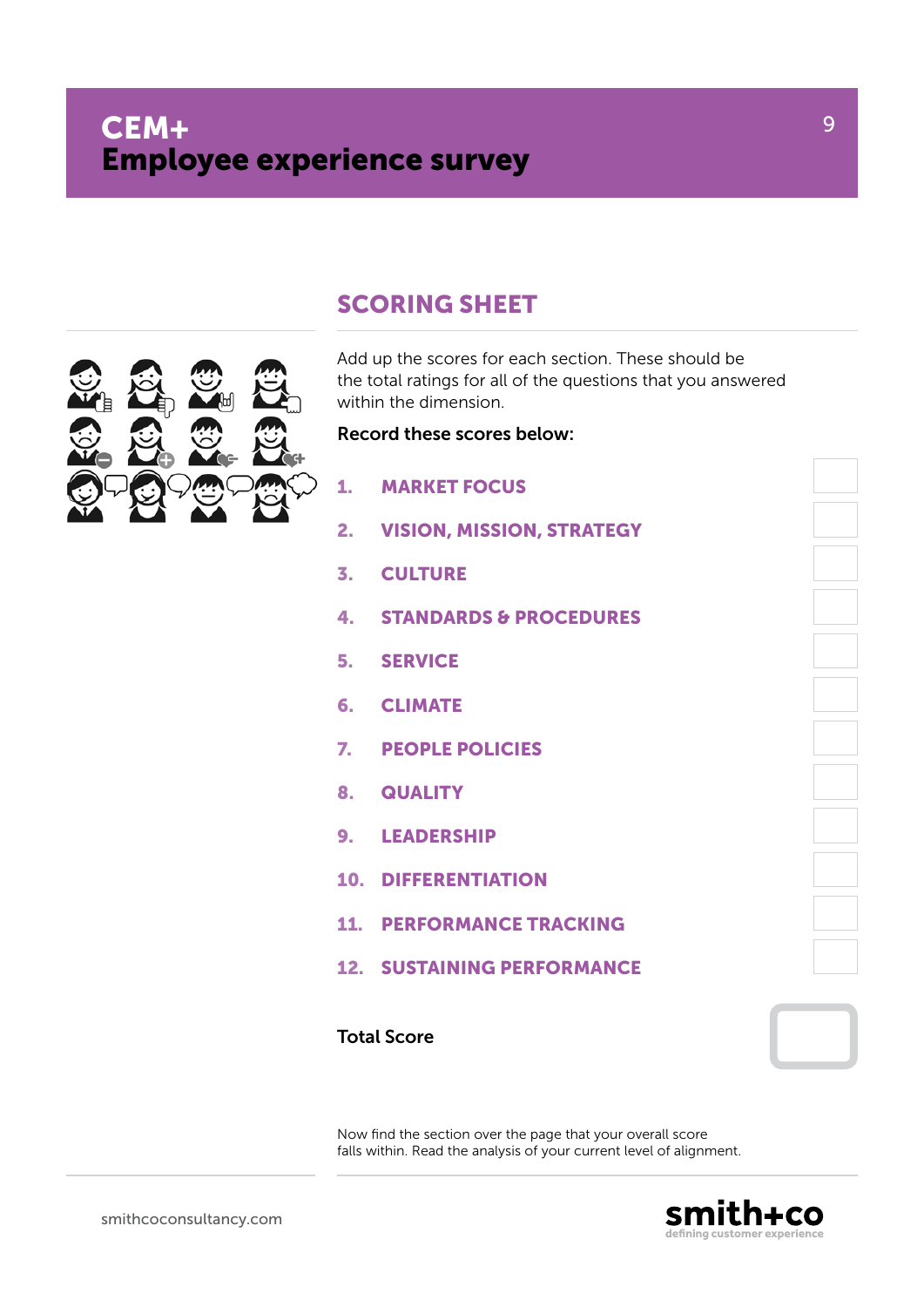# CEM+ Employee experience survey

## SCORING SHEET

Add up the scores for each section. These should be the total ratings for all of the questions that you answered within the dimension.

**Record these scores below:**

| | Section | Score |
|---|---|---|
| 1. | MARKET FOCUS | |
| 2. | VISION, MISSION, STRATEGY | |
| 3. | CULTURE | |
| 4. | STANDARDS & PROCEDURES | |
| 5. | SERVICE | |
| 6. | CLIMATE | |
| 7. | PEOPLE POLICIES | |
| 8. | QUALITY | |
| 9. | LEADERSHIP | |
| 10. | DIFFERENTIATION | |
| 11. | PERFORMANCE TRACKING | |
| 12. | SUSTAINING PERFORMANCE | |

**Total Score**

Now find the section over the page that your overall score falls within. Read the analysis of your current level of alignment.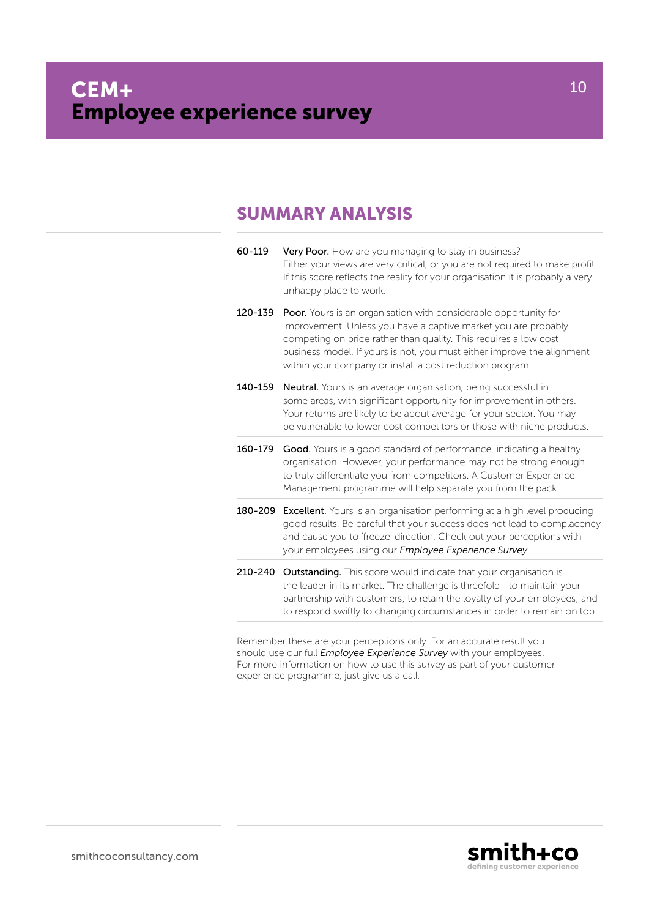# CEM+
# Employee experience survey

## SUMMARY ANALYSIS

**60-119** **Very Poor.** How are you managing to stay in business? Either your views are very critical, or you are not required to make profit. If this score reflects the reality for your organisation it is probably a very unhappy place to work.

**120-139** **Poor.** Yours is an organisation with considerable opportunity for improvement. Unless you have a captive market you are probably competing on price rather than quality. This requires a low cost business model. If yours is not, you must either improve the alignment within your company or install a cost reduction program.

**140-159** **Neutral.** Yours is an average organisation, being successful in some areas, with significant opportunity for improvement in others. Your returns are likely to be about average for your sector. You may be vulnerable to lower cost competitors or those with niche products.

**160-179** **Good.** Yours is a good standard of performance, indicating a healthy organisation. However, your performance may not be strong enough to truly differentiate you from competitors. A Customer Experience Management programme will help separate you from the pack.

**180-209** **Excellent.** Yours is an organisation performing at a high level producing good results. Be careful that your success does not lead to complacency and cause you to 'freeze' direction. Check out your perceptions with your employees using our *Employee Experience Survey*

**210-240** **Outstanding.** This score would indicate that your organisation is the leader in its market. The challenge is threefold - to maintain your partnership with customers; to retain the loyalty of your employees; and to respond swiftly to changing circumstances in order to remain on top.

Remember these are your perceptions only. For an accurate result you should use our full *Employee Experience Survey* with your employees. For more information on how to use this survey as part of your customer experience programme, just give us a call.

smithcoconsultancy.com

smith+co
defining customer experience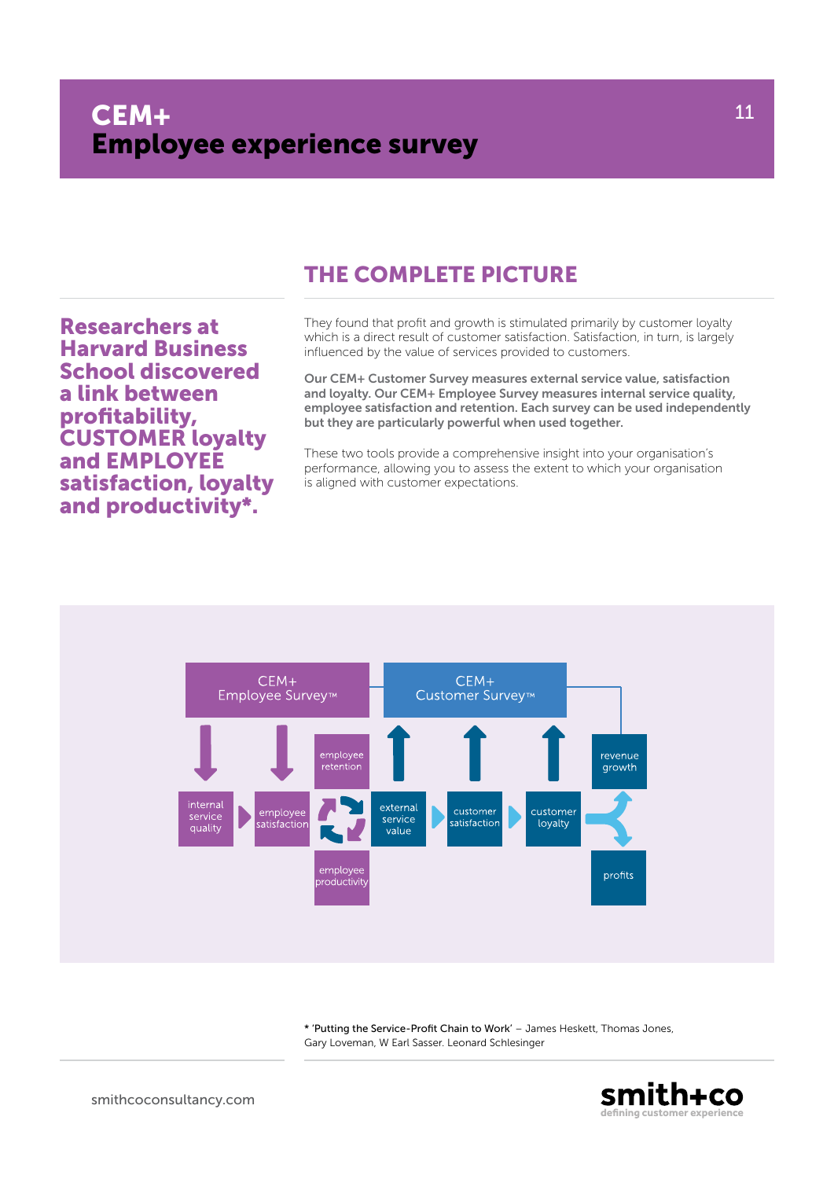# CEM+ Employee experience survey

## THE COMPLETE PICTURE

**Researchers at Harvard Business School discovered a link between profitability, CUSTOMER loyalty and EMPLOYEE satisfaction, loyalty and productivity*.**

They found that profit and growth is stimulated primarily by customer loyalty which is a direct result of customer satisfaction. Satisfaction, in turn, is largely influenced by the value of services provided to customers.

**Our CEM+ Customer Survey measures external service value, satisfaction and loyalty. Our CEM+ Employee Survey measures internal service quality, employee satisfaction and retention. Each survey can be used independently but they are particularly powerful when used together.**

These two tools provide a comprehensive insight into your organisation's performance, allowing you to assess the extent to which your organisation is aligned with customer expectations.

CEM+ Employee Survey™

CEM+ Customer Survey™

internal service quality → employee satisfaction → employee retention / employee productivity → external service value → customer satisfaction → customer loyalty → revenue growth / profits

* 'Putting the Service-Profit Chain to Work' – James Heskett, Thomas Jones, Gary Loveman, W Earl Sasser. Leonard Schlesinger

smithcoconsultancy.com

smith+co defining customer experience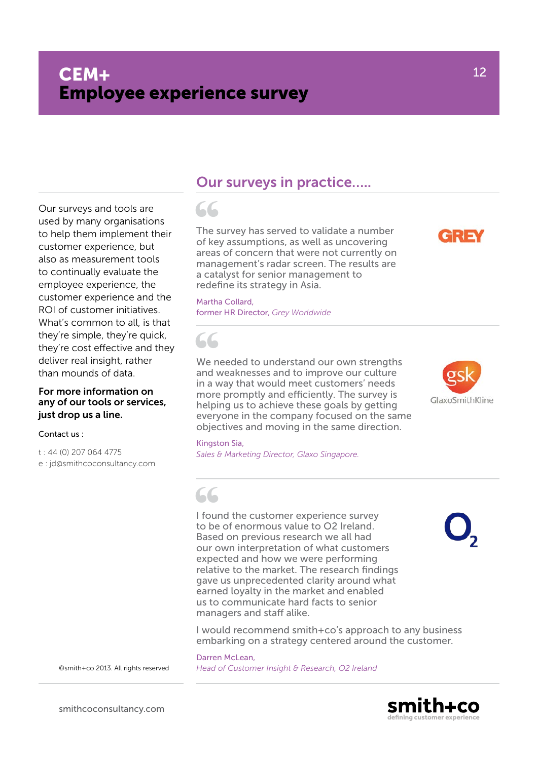# CEM+
# Employee experience survey

Our surveys and tools are used by many organisations to help them implement their customer experience, but also as measurement tools to continually evaluate the employee experience, the customer experience and the ROI of customer initiatives. What's common to all, is that they're simple, they're quick, they're cost effective and they deliver real insight, rather than mounds of data.

**For more information on any of our tools or services, just drop us a line.**

Contact us :

t : 44 (0) 207 064 4775
e : jd@smithcoconsultancy.com

©smith+co 2013. All rights reserved

## Our surveys in practice.....

The survey has served to validate a number of key assumptions, as well as uncovering areas of concern that were not currently on management's radar screen. The results are a catalyst for senior management to redefine its strategy in Asia.

Martha Collard,
former HR Director, *Grey Worldwide*

GREY

We needed to understand our own strengths and weaknesses and to improve our culture in a way that would meet customers' needs more promptly and efficiently. The survey is helping us to achieve these goals by getting everyone in the company focused on the same objectives and moving in the same direction.

Kingston Sia,
*Sales & Marketing Director, Glaxo Singapore.*

gsk GlaxoSmithKline

I found the customer experience survey to be of enormous value to O2 Ireland. Based on previous research we all had our own interpretation of what customers expected and how we were performing relative to the market. The research findings gave us unprecedented clarity around what earned loyalty in the market and enabled us to communicate hard facts to senior managers and staff alike.

I would recommend smith+co's approach to any business embarking on a strategy centered around the customer.

Darren McLean,
*Head of Customer Insight & Research, O2 Ireland*

$O_2$

smithcoconsultancy.com

smith+co
defining customer experience